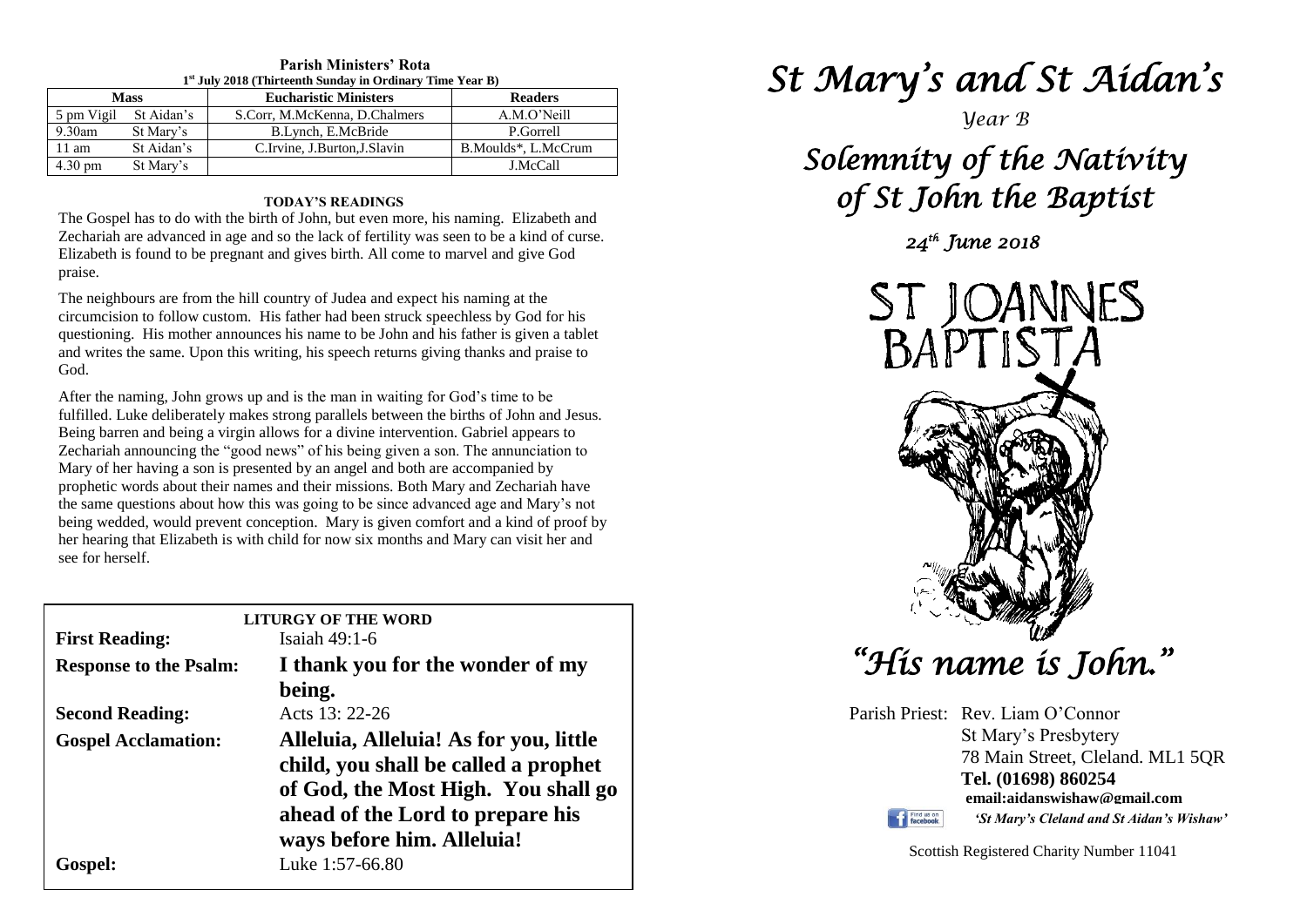**Parish Ministers' Rota**
**1st July 2018 (Thirteenth Sunday in Ordinary Time Year B)**

| Mass | | Eucharistic Ministers | Readers |
|---|---|---|---|
| 5 pm Vigil | St Aidan's | S.Corr, M.McKenna, D.Chalmers | A.M.O'Neill |
| 9.30am | St Mary's | B.Lynch, E.McBride | P.Gorrell |
| 11 am | St Aidan's | C.Irvine, J.Burton,J.Slavin | B.Moulds*, L.McCrum |
| 4.30 pm | St Mary's | | J.McCall |

**TODAY'S READINGS**

The Gospel has to do with the birth of John, but even more, his naming. Elizabeth and Zechariah are advanced in age and so the lack of fertility was seen to be a kind of curse. Elizabeth is found to be pregnant and gives birth. All come to marvel and give God praise.

The neighbours are from the hill country of Judea and expect his naming at the circumcision to follow custom. His father had been struck speechless by God for his questioning. His mother announces his name to be John and his father is given a tablet and writes the same. Upon this writing, his speech returns giving thanks and praise to God.

After the naming, John grows up and is the man in waiting for God's time to be fulfilled. Luke deliberately makes strong parallels between the births of John and Jesus. Being barren and being a virgin allows for a divine intervention. Gabriel appears to Zechariah announcing the "good news" of his being given a son. The annunciation to Mary of her having a son is presented by an angel and both are accompanied by prophetic words about their names and their missions. Both Mary and Zechariah have the same questions about how this was going to be since advanced age and Mary's not being wedded, would prevent conception. Mary is given comfort and a kind of proof by her hearing that Elizabeth is with child for now six months and Mary can visit her and see for herself.

**LITURGY OF THE WORD**

**First Reading:** Isaiah 49:1-6

**Response to the Psalm:** **I thank you for the wonder of my being.**

**Second Reading:** Acts 13: 22-26

**Gospel Acclamation:** **Alleluia, Alleluia! As for you, little child, you shall be called a prophet of God, the Most High. You shall go ahead of the Lord to prepare his ways before him. Alleluia!**

**Gospel:** Luke 1:57-66.80

# *St Mary's and St Aidan's*

*Year B*

## *Solemnity of the Nativity of St John the Baptist*

*24th June 2018*

ST JOANNES BAPTISTA

## *"His name is John."*

Parish Priest: Rev. Liam O'Connor
St Mary's Presbytery
78 Main Street, Cleland. ML1 5QR
**Tel. (01698) 860254**
**email:aidanswishaw@gmail.com**
*'St Mary's Cleland and St Aidan's Wishaw'*

Scottish Registered Charity Number 11041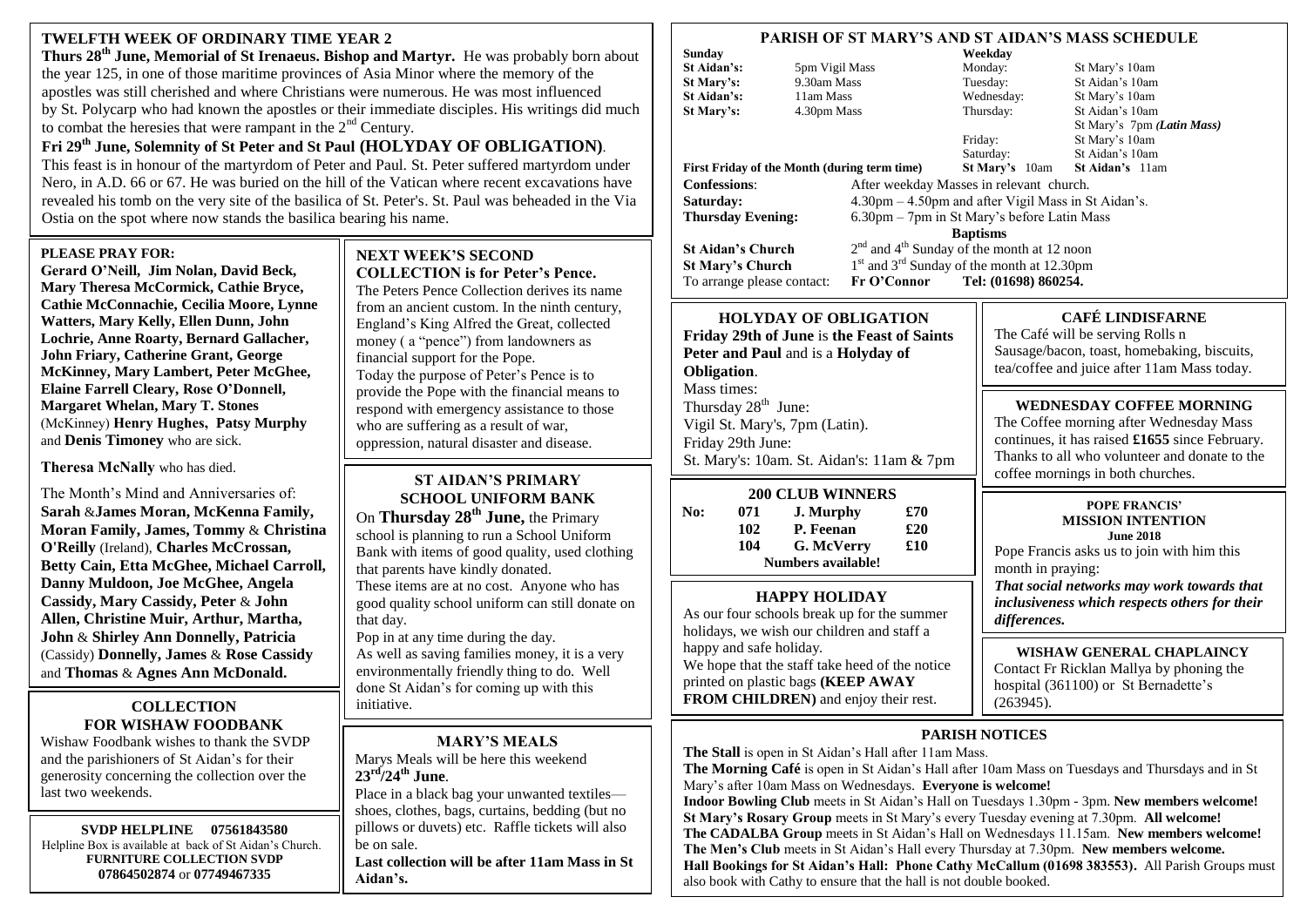## TWELFTH WEEK OF ORDINARY TIME YEAR 2

**Thurs 28th June, Memorial of St Irenaeus. Bishop and Martyr.** He was probably born about the year 125, in one of those maritime provinces of Asia Minor where the memory of the apostles was still cherished and where Christians were numerous. He was most influenced by St. Polycarp who had known the apostles or their immediate disciples. His writings did much to combat the heresies that were rampant in the 2nd Century.

**Fri 29th June, Solemnity of St Peter and St Paul (HOLYDAY OF OBLIGATION)**. This feast is in honour of the martyrdom of Peter and Paul. St. Peter suffered martyrdom under Nero, in A.D. 66 or 67. He was buried on the hill of the Vatican where recent excavations have revealed his tomb on the very site of the basilica of St. Peter's. St. Paul was beheaded in the Via Ostia on the spot where now stands the basilica bearing his name.

### PLEASE PRAY FOR:

**Gerard O'Neill, Jim Nolan, David Beck, Mary Theresa McCormick, Cathie Bryce, Cathie McConnachie, Cecilia Moore, Lynne Watters, Mary Kelly, Ellen Dunn, John Lochrie, Anne Roarty, Bernard Gallacher, John Friary, Catherine Grant, George McKinney, Mary Lambert, Peter McGhee, Elaine Farrell Cleary, Rose O'Donnell, Margaret Whelan, Mary T. Stones** (McKinney) **Henry Hughes, Patsy Murphy** and **Denis Timoney** who are sick.

**Theresa McNally** who has died.

The Month's Mind and Anniversaries of: **Sarah** &**James Moran, McKenna Family, Moran Family, James, Tommy** & **Christina O'Reilly** (Ireland), **Charles McCrossan, Betty Cain, Etta McGhee, Michael Carroll, Danny Muldoon, Joe McGhee, Angela Cassidy, Mary Cassidy, Peter** & **John Allen, Christine Muir, Arthur, Martha, John** & **Shirley Ann Donnelly, Patricia** (Cassidy) **Donnelly, James** & **Rose Cassidy** and **Thomas** & **Agnes Ann McDonald.**

### COLLECTION FOR WISHAW FOODBANK

Wishaw Foodbank wishes to thank the SVDP and the parishioners of St Aidan's for their generosity concerning the collection over the last two weekends.

**SVDP HELPLINE 07561843580**
Helpline Box is available at back of St Aidan's Church.
**FURNITURE COLLECTION SVDP 07864502874** or **07749467335**

### NEXT WEEK'S SECOND COLLECTION is for Peter's Pence.

The Peters Pence Collection derives its name from an ancient custom. In the ninth century, England's King Alfred the Great, collected money ( a "pence") from landowners as financial support for the Pope.
Today the purpose of Peter's Pence is to provide the Pope with the financial means to respond with emergency assistance to those who are suffering as a result of war, oppression, natural disaster and disease.

### ST AIDAN'S PRIMARY SCHOOL UNIFORM BANK

On **Thursday 28th June,** the Primary school is planning to run a School Uniform Bank with items of good quality, used clothing that parents have kindly donated.
These items are at no cost. Anyone who has good quality school uniform can still donate on that day.
Pop in at any time during the day.
As well as saving families money, it is a very environmentally friendly thing to do. Well done St Aidan's for coming up with this initiative.

### MARY'S MEALS

Marys Meals will be here this weekend **23rd/24th June**.
Place in a black bag your unwanted textiles—shoes, clothes, bags, curtains, bedding (but no pillows or duvets) etc. Raffle tickets will also be on sale.
**Last collection will be after 11am Mass in St Aidan's.**

### PARISH OF ST MARY'S AND ST AIDAN'S MASS SCHEDULE

| Sunday | | Weekday | |
|---|---|---|---|
| St Aidan's: | 5pm Vigil Mass | Monday: | St Mary's 10am |
| St Mary's: | 9.30am Mass | Tuesday: | St Aidan's 10am |
| St Aidan's: | 11am Mass | Wednesday: | St Mary's 10am |
| St Mary's: | 4.30pm Mass | Thursday: | St Aidan's 10am<br>St Mary's 7pm *(Latin Mass)* |
| | | Friday: | St Mary's 10am |
| | | Saturday: | St Aidan's 10am |
| First Friday of the Month (during term time) | | St Mary's 10am | St Aidan's 11am |

**Confessions**: After weekday Masses in relevant church.
**Saturday:** 4.30pm – 4.50pm and after Vigil Mass in St Aidan's.
**Thursday Evening:** 6.30pm – 7pm in St Mary's before Latin Mass

**Baptisms**
**St Aidan's Church** 2nd and 4th Sunday of the month at 12 noon
**St Mary's Church** 1st and 3rd Sunday of the month at 12.30pm
To arrange please contact: **Fr O'Connor Tel: (01698) 860254.**

### HOLYDAY OF OBLIGATION

**Friday 29th of June** is **the Feast of Saints Peter and Paul** and is a **Holyday of Obligation**.
Mass times:
Thursday 28th June:
Vigil St. Mary's, 7pm (Latin).
Friday 29th June:
St. Mary's: 10am. St. Aidan's: 11am & 7pm

### 200 CLUB WINNERS

| No: | | | |
|---|---|---|---|
| | 071 | J. Murphy | £70 |
| | 102 | P. Feenan | £20 |
| | 104 | G. McVerry | £10 |

**Numbers available!**

### HAPPY HOLIDAY

As our four schools break up for the summer holidays, we wish our children and staff a happy and safe holiday.
We hope that the staff take heed of the notice printed on plastic bags **(KEEP AWAY FROM CHILDREN)** and enjoy their rest.

### CAFÉ LINDISFARNE

The Café will be serving Rolls n Sausage/bacon, toast, homebaking, biscuits, tea/coffee and juice after 11am Mass today.

### WEDNESDAY COFFEE MORNING

The Coffee morning after Wednesday Mass continues, it has raised **£1655** since February. Thanks to all who volunteer and donate to the coffee mornings in both churches.

### POPE FRANCIS' MISSION INTENTION June 2018

Pope Francis asks us to join with him this month in praying:
***That social networks may work towards that inclusiveness which respects others for their differences.***

### WISHAW GENERAL CHAPLAINCY

Contact Fr Ricklan Mallya by phoning the hospital (361100) or St Bernadette's (263945).

### PARISH NOTICES

**The Stall** is open in St Aidan's Hall after 11am Mass.
**The Morning Café** is open in St Aidan's Hall after 10am Mass on Tuesdays and Thursdays and in St Mary's after 10am Mass on Wednesdays. **Everyone is welcome!**
**Indoor Bowling Club** meets in St Aidan's Hall on Tuesdays 1.30pm - 3pm. **New members welcome!**
**St Mary's Rosary Group** meets in St Mary's every Tuesday evening at 7.30pm. **All welcome!**
**The CADALBA Group** meets in St Aidan's Hall on Wednesdays 11.15am. **New members welcome!**
**The Men's Club** meets in St Aidan's Hall every Thursday at 7.30pm. **New members welcome.**
**Hall Bookings for St Aidan's Hall: Phone Cathy McCallum (01698 383553).** All Parish Groups must also book with Cathy to ensure that the hall is not double booked.